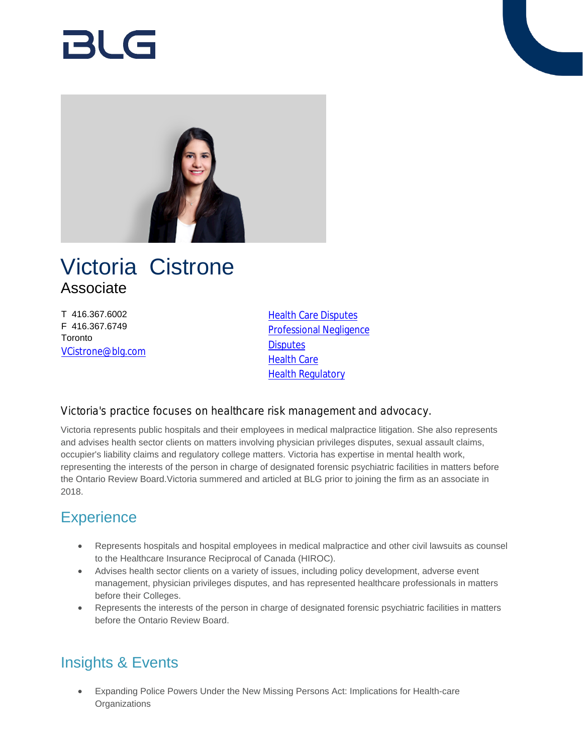# Victoria Cistrone

Associate

T 416.367.6002
F 416.367.6749
Toronto
VCistrone@blg.com

- Health Care Disputes
- Professional Negligence
- Disputes
- Health Care
- Health Regulatory

### Victoria's practice focuses on healthcare risk management and advocacy.

Victoria represents public hospitals and their employees in medical malpractice litigation. She also represents and advises health sector clients on matters involving physician privileges disputes, sexual assault claims, occupier's liability claims and regulatory college matters. Victoria has expertise in mental health work, representing the interests of the person in charge of designated forensic psychiatric facilities in matters before the Ontario Review Board.Victoria summered and articled at BLG prior to joining the firm as an associate in 2018.

## Experience

- Represents hospitals and hospital employees in medical malpractice and other civil lawsuits as counsel to the Healthcare Insurance Reciprocal of Canada (HIROC).
- Advises health sector clients on a variety of issues, including policy development, adverse event management, physician privileges disputes, and has represented healthcare professionals in matters before their Colleges.
- Represents the interests of the person in charge of designated forensic psychiatric facilities in matters before the Ontario Review Board.

## Insights & Events

- Expanding Police Powers Under the New Missing Persons Act: Implications for Health-care Organizations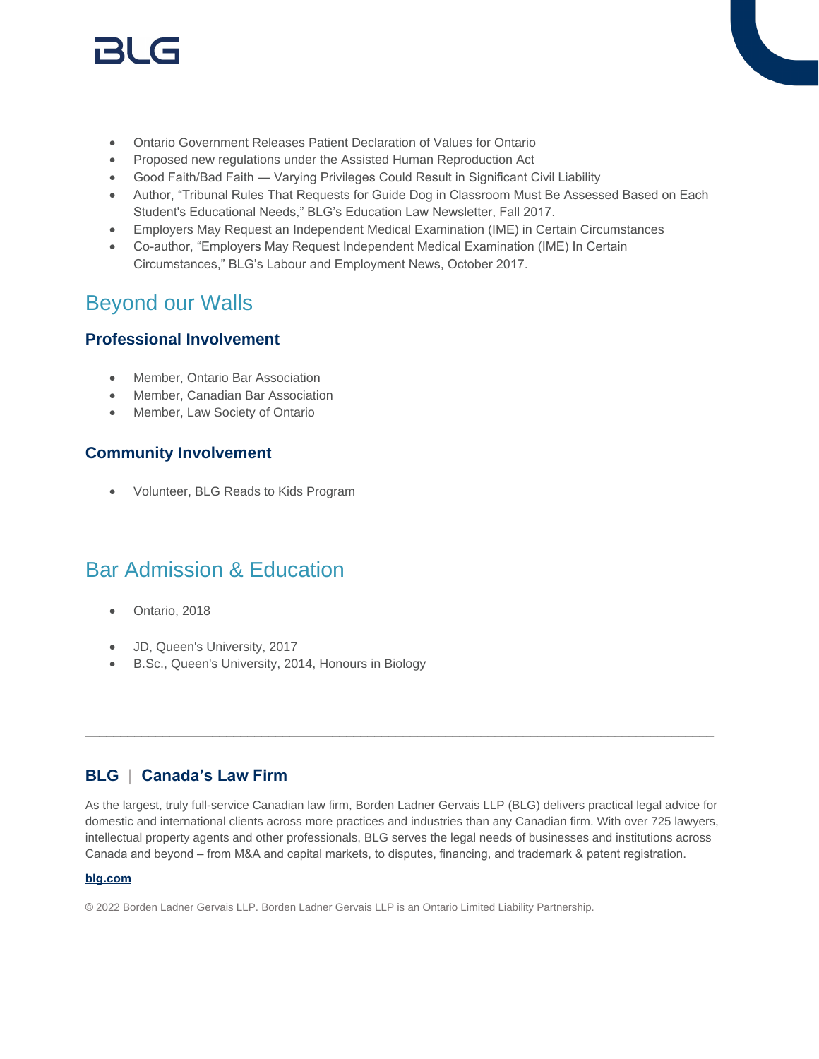- Ontario Government Releases Patient Declaration of Values for Ontario
- Proposed new regulations under the Assisted Human Reproduction Act
- Good Faith/Bad Faith — Varying Privileges Could Result in Significant Civil Liability
- Author, "Tribunal Rules That Requests for Guide Dog in Classroom Must Be Assessed Based on Each Student's Educational Needs," BLG's Education Law Newsletter, Fall 2017.
- Employers May Request an Independent Medical Examination (IME) in Certain Circumstances
- Co-author, "Employers May Request Independent Medical Examination (IME) In Certain Circumstances," BLG's Labour and Employment News, October 2017.

## Beyond our Walls

### Professional Involvement

- Member, Ontario Bar Association
- Member, Canadian Bar Association
- Member, Law Society of Ontario

### Community Involvement

- Volunteer, BLG Reads to Kids Program

## Bar Admission & Education

- Ontario, 2018

- JD, Queen's University, 2017
- B.Sc., Queen's University, 2014, Honours in Biology

---

### BLG | Canada's Law Firm

As the largest, truly full-service Canadian law firm, Borden Ladner Gervais LLP (BLG) delivers practical legal advice for domestic and international clients across more practices and industries than any Canadian firm. With over 725 lawyers, intellectual property agents and other professionals, BLG serves the legal needs of businesses and institutions across Canada and beyond – from M&A and capital markets, to disputes, financing, and trademark & patent registration.

**blg.com**

© 2022 Borden Ladner Gervais LLP. Borden Ladner Gervais LLP is an Ontario Limited Liability Partnership.